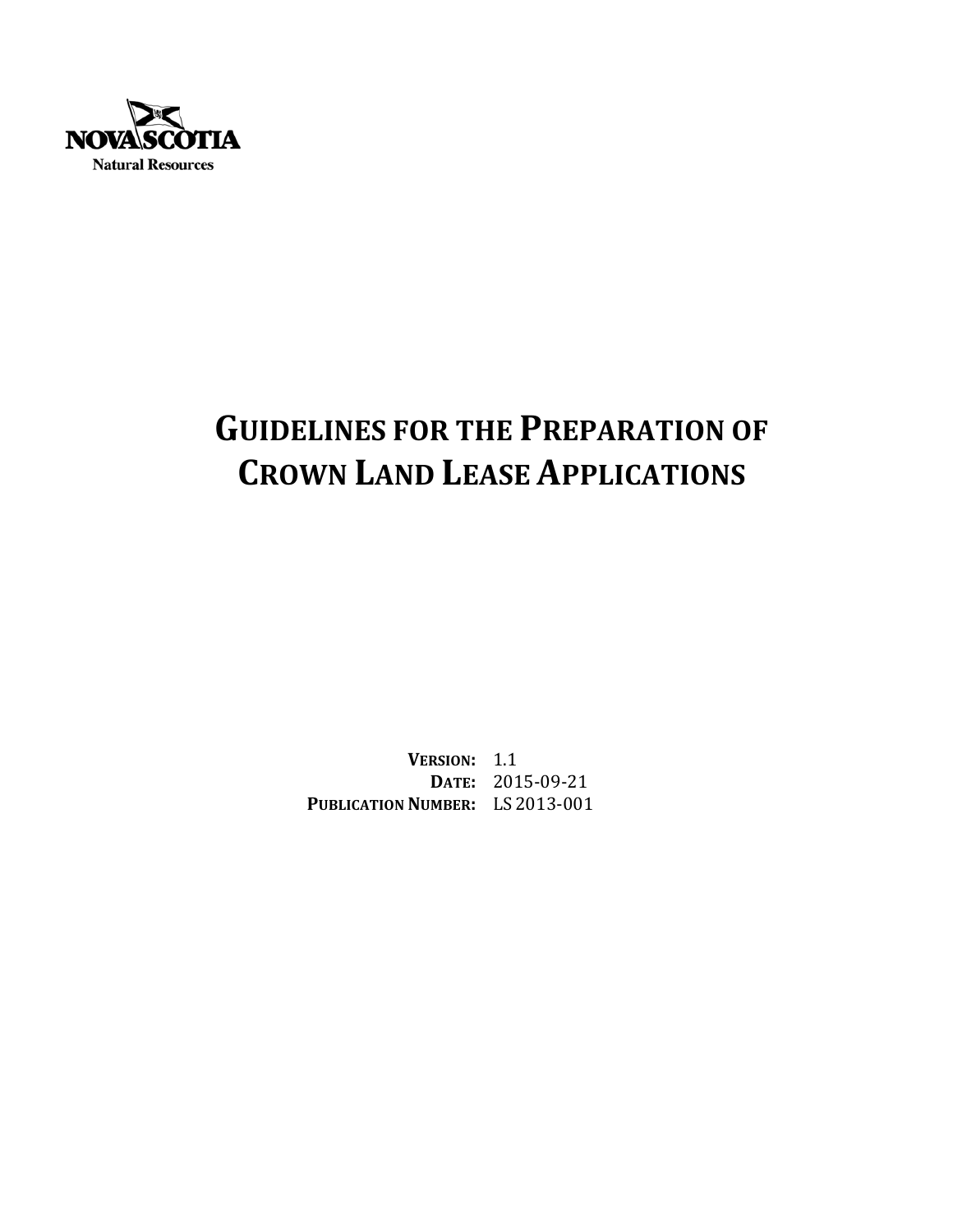NOVA SCOTIA
Natural Resources

# GUIDELINES FOR THE PREPARATION OF CROWN LAND LEASE APPLICATIONS

**VERSION:** 1.1
**DATE:** 2015-09-21
**PUBLICATION NUMBER:** LS 2013-001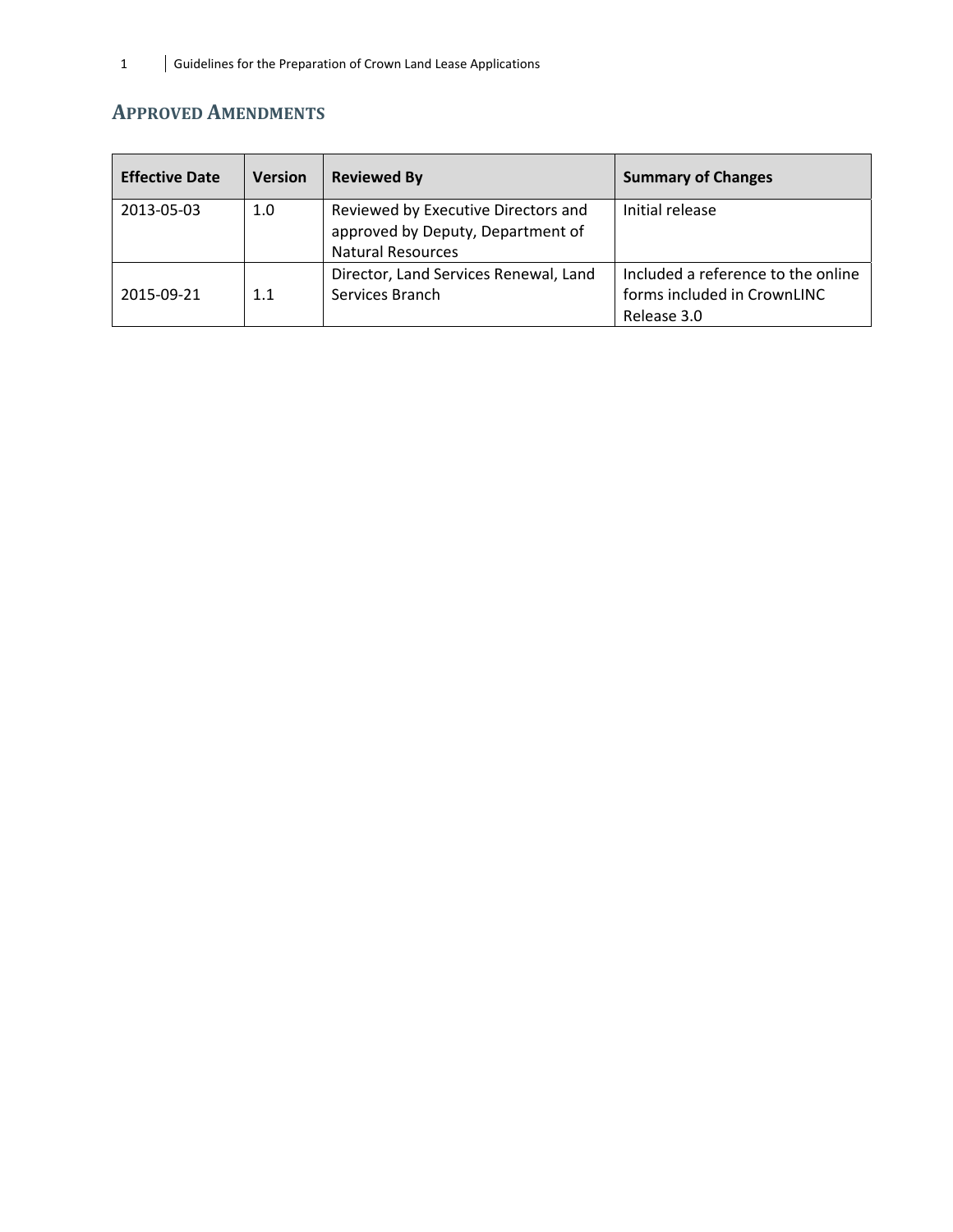## Approved Amendments

| Effective Date | Version | Reviewed By | Summary of Changes |
|---|---|---|---|
| 2013-05-03 | 1.0 | Reviewed by Executive Directors and approved by Deputy, Department of Natural Resources | Initial release |
| 2015-09-21 | 1.1 | Director, Land Services Renewal, Land Services Branch | Included a reference to the online forms included in CrownLINC Release 3.0 |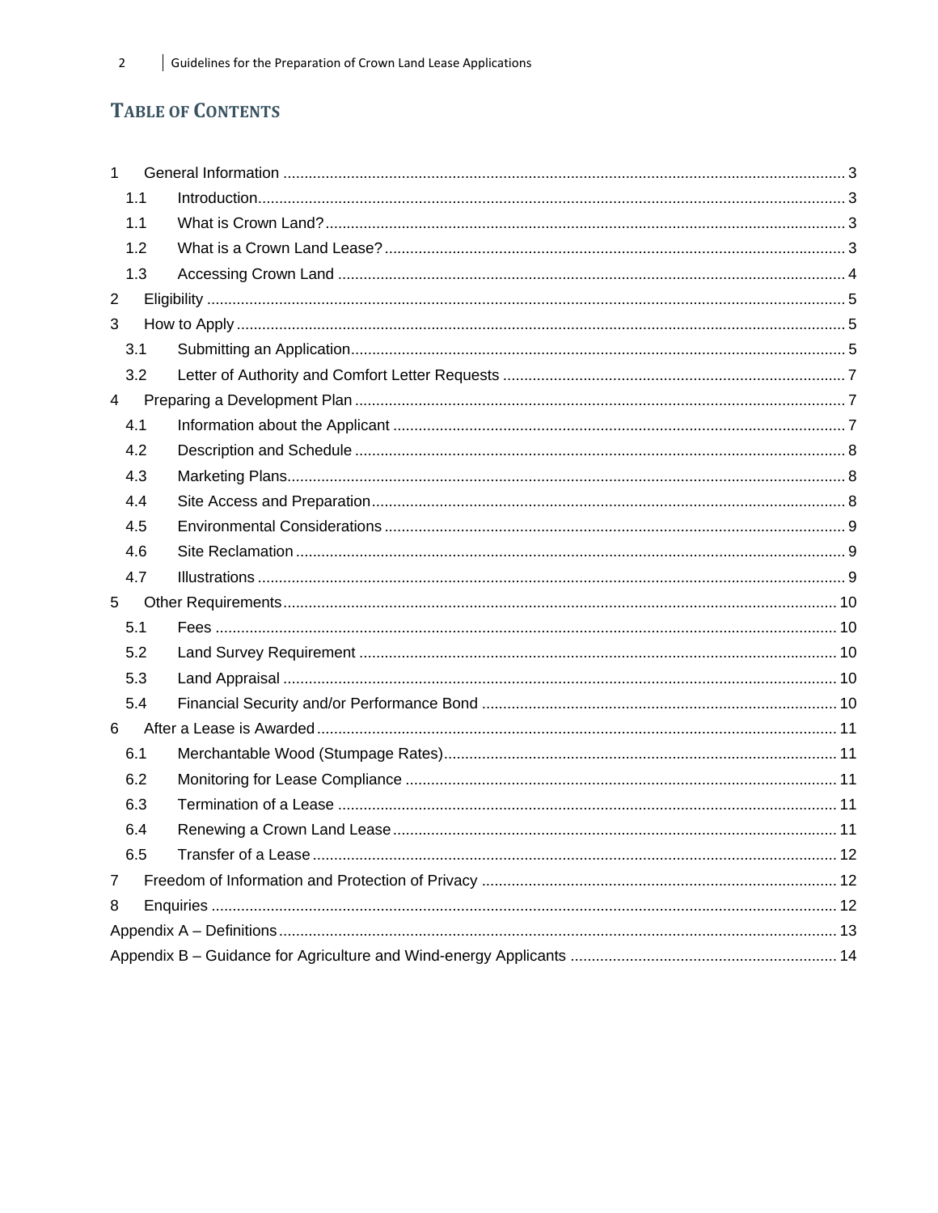# TABLE OF CONTENTS

1 General Information ........ 3
  1.1 Introduction ........ 3
  1.1 What is Crown Land? ........ 3
  1.2 What is a Crown Land Lease? ........ 3
  1.3 Accessing Crown Land ........ 4
2 Eligibility ........ 5
3 How to Apply ........ 5
  3.1 Submitting an Application ........ 5
  3.2 Letter of Authority and Comfort Letter Requests ........ 7
4 Preparing a Development Plan ........ 7
  4.1 Information about the Applicant ........ 7
  4.2 Description and Schedule ........ 8
  4.3 Marketing Plans ........ 8
  4.4 Site Access and Preparation ........ 8
  4.5 Environmental Considerations ........ 9
  4.6 Site Reclamation ........ 9
  4.7 Illustrations ........ 9
5 Other Requirements ........ 10
  5.1 Fees ........ 10
  5.2 Land Survey Requirement ........ 10
  5.3 Land Appraisal ........ 10
  5.4 Financial Security and/or Performance Bond ........ 10
6 After a Lease is Awarded ........ 11
  6.1 Merchantable Wood (Stumpage Rates) ........ 11
  6.2 Monitoring for Lease Compliance ........ 11
  6.3 Termination of a Lease ........ 11
  6.4 Renewing a Crown Land Lease ........ 11
  6.5 Transfer of a Lease ........ 12
7 Freedom of Information and Protection of Privacy ........ 12
8 Enquiries ........ 12

Appendix A – Definitions ........ 13

Appendix B – Guidance for Agriculture and Wind-energy Applicants ........ 14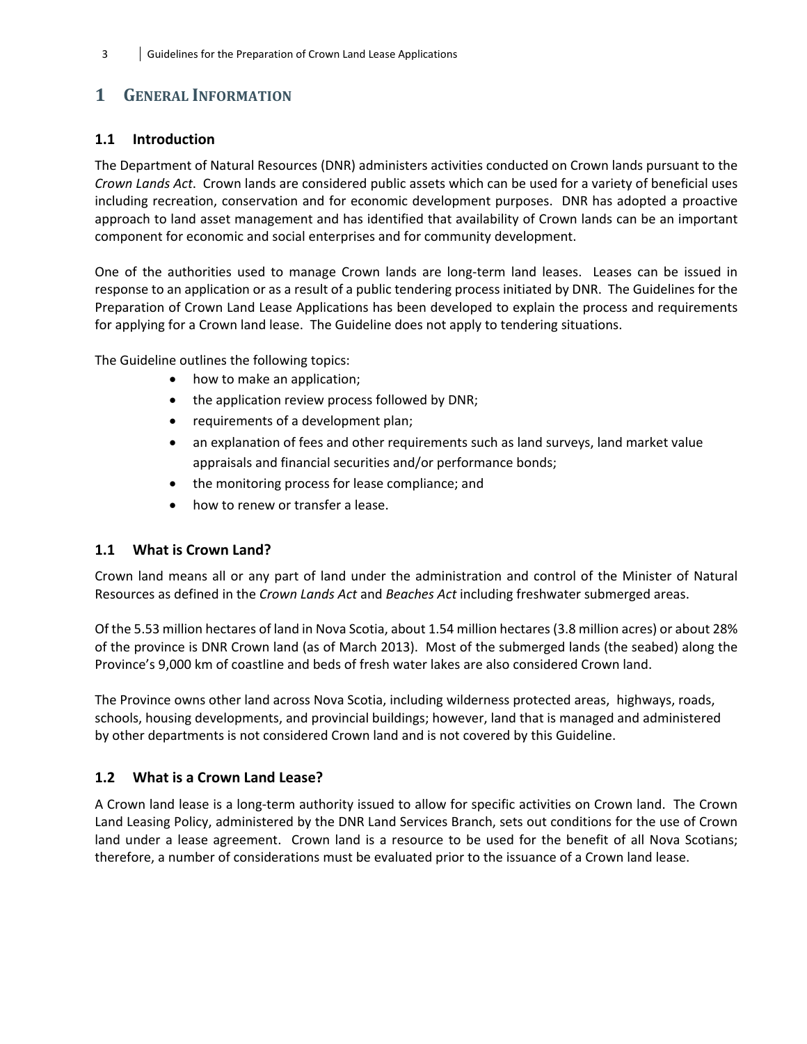# 1 General Information

## 1.1 Introduction

The Department of Natural Resources (DNR) administers activities conducted on Crown lands pursuant to the *Crown Lands Act*. Crown lands are considered public assets which can be used for a variety of beneficial uses including recreation, conservation and for economic development purposes. DNR has adopted a proactive approach to land asset management and has identified that availability of Crown lands can be an important component for economic and social enterprises and for community development.

One of the authorities used to manage Crown lands are long-term land leases. Leases can be issued in response to an application or as a result of a public tendering process initiated by DNR. The Guidelines for the Preparation of Crown Land Lease Applications has been developed to explain the process and requirements for applying for a Crown land lease. The Guideline does not apply to tendering situations.

The Guideline outlines the following topics:

- how to make an application;
- the application review process followed by DNR;
- requirements of a development plan;
- an explanation of fees and other requirements such as land surveys, land market value appraisals and financial securities and/or performance bonds;
- the monitoring process for lease compliance; and
- how to renew or transfer a lease.

## 1.1 What is Crown Land?

Crown land means all or any part of land under the administration and control of the Minister of Natural Resources as defined in the *Crown Lands Act* and *Beaches Act* including freshwater submerged areas.

Of the 5.53 million hectares of land in Nova Scotia, about 1.54 million hectares (3.8 million acres) or about 28% of the province is DNR Crown land (as of March 2013). Most of the submerged lands (the seabed) along the Province's 9,000 km of coastline and beds of fresh water lakes are also considered Crown land.

The Province owns other land across Nova Scotia, including wilderness protected areas, highways, roads, schools, housing developments, and provincial buildings; however, land that is managed and administered by other departments is not considered Crown land and is not covered by this Guideline.

## 1.2 What is a Crown Land Lease?

A Crown land lease is a long-term authority issued to allow for specific activities on Crown land. The Crown Land Leasing Policy, administered by the DNR Land Services Branch, sets out conditions for the use of Crown land under a lease agreement. Crown land is a resource to be used for the benefit of all Nova Scotians; therefore, a number of considerations must be evaluated prior to the issuance of a Crown land lease.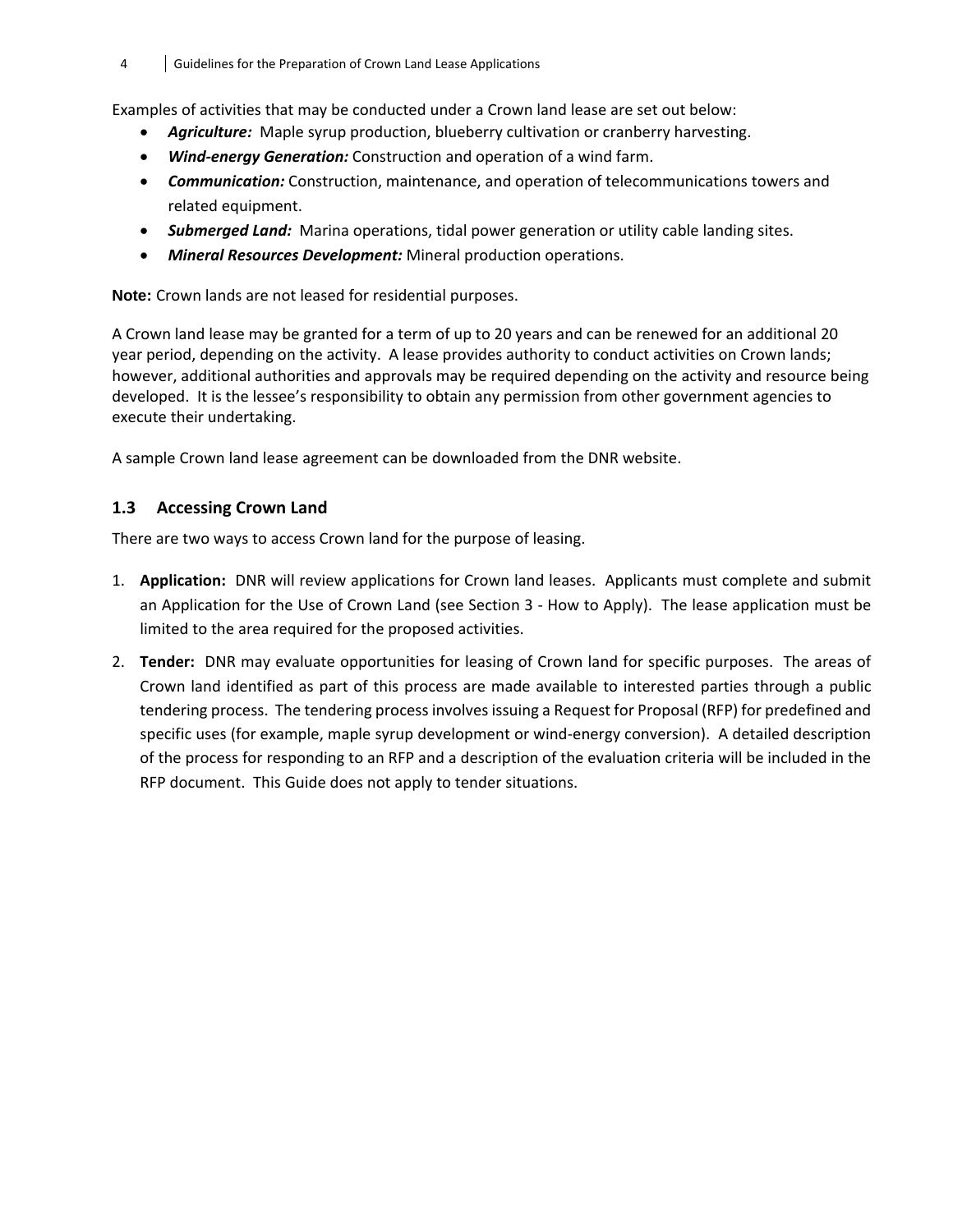Examples of activities that may be conducted under a Crown land lease are set out below:

- ***Agriculture:*** Maple syrup production, blueberry cultivation or cranberry harvesting.
- ***Wind-energy Generation:*** Construction and operation of a wind farm.
- ***Communication:*** Construction, maintenance, and operation of telecommunications towers and related equipment.
- ***Submerged Land:*** Marina operations, tidal power generation or utility cable landing sites.
- ***Mineral Resources Development:*** Mineral production operations.

**Note:** Crown lands are not leased for residential purposes.

A Crown land lease may be granted for a term of up to 20 years and can be renewed for an additional 20 year period, depending on the activity. A lease provides authority to conduct activities on Crown lands; however, additional authorities and approvals may be required depending on the activity and resource being developed. It is the lessee's responsibility to obtain any permission from other government agencies to execute their undertaking.

A sample Crown land lease agreement can be downloaded from the DNR website.

### 1.3 Accessing Crown Land

There are two ways to access Crown land for the purpose of leasing.

1. **Application:** DNR will review applications for Crown land leases. Applicants must complete and submit an Application for the Use of Crown Land (see Section 3 - How to Apply). The lease application must be limited to the area required for the proposed activities.
2. **Tender:** DNR may evaluate opportunities for leasing of Crown land for specific purposes. The areas of Crown land identified as part of this process are made available to interested parties through a public tendering process. The tendering process involves issuing a Request for Proposal (RFP) for predefined and specific uses (for example, maple syrup development or wind-energy conversion). A detailed description of the process for responding to an RFP and a description of the evaluation criteria will be included in the RFP document. This Guide does not apply to tender situations.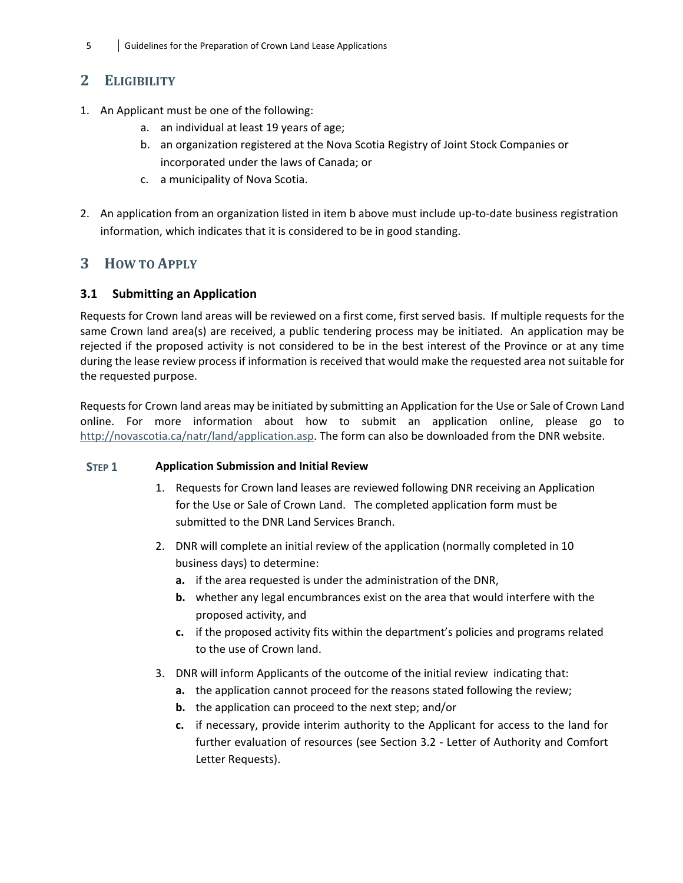## 2 Eligibility

1. An Applicant must be one of the following:
   a. an individual at least 19 years of age;
   b. an organization registered at the Nova Scotia Registry of Joint Stock Companies or incorporated under the laws of Canada; or
   c. a municipality of Nova Scotia.

2. An application from an organization listed in item b above must include up-to-date business registration information, which indicates that it is considered to be in good standing.

## 3 How to Apply

### 3.1 Submitting an Application

Requests for Crown land areas will be reviewed on a first come, first served basis. If multiple requests for the same Crown land area(s) are received, a public tendering process may be initiated. An application may be rejected if the proposed activity is not considered to be in the best interest of the Province or at any time during the lease review process if information is received that would make the requested area not suitable for the requested purpose.

Requests for Crown land areas may be initiated by submitting an Application for the Use or Sale of Crown Land online. For more information about how to submit an application online, please go to http://novascotia.ca/natr/land/application.asp. The form can also be downloaded from the DNR website.

**Step 1 — Application Submission and Initial Review**

1. Requests for Crown land leases are reviewed following DNR receiving an Application for the Use or Sale of Crown Land. The completed application form must be submitted to the DNR Land Services Branch.

2. DNR will complete an initial review of the application (normally completed in 10 business days) to determine:
   **a.** if the area requested is under the administration of the DNR,
   **b.** whether any legal encumbrances exist on the area that would interfere with the proposed activity, and
   **c.** if the proposed activity fits within the department's policies and programs related to the use of Crown land.

3. DNR will inform Applicants of the outcome of the initial review indicating that:
   **a.** the application cannot proceed for the reasons stated following the review;
   **b.** the application can proceed to the next step; and/or
   **c.** if necessary, provide interim authority to the Applicant for access to the land for further evaluation of resources (see Section 3.2 - Letter of Authority and Comfort Letter Requests).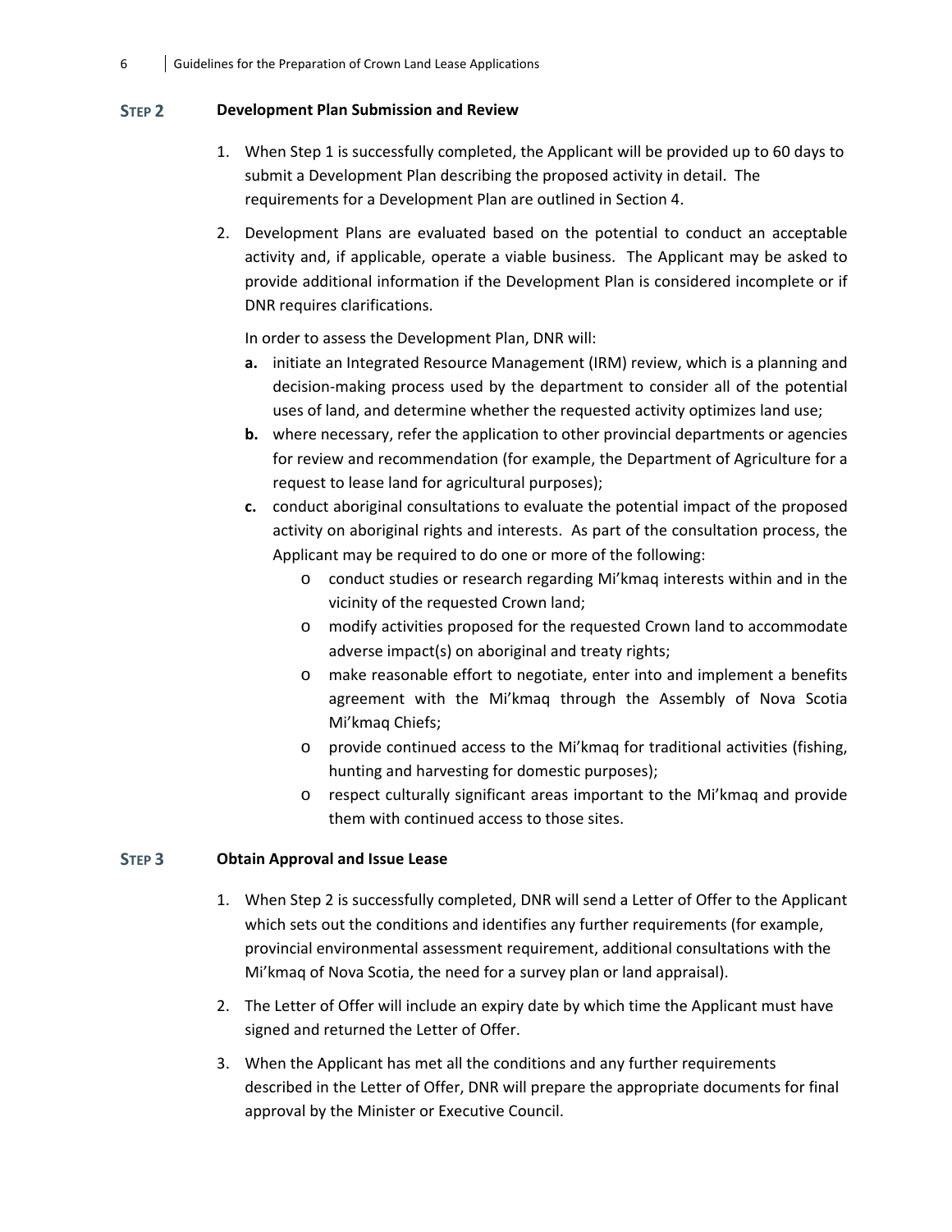## STEP 2 Development Plan Submission and Review

1. When Step 1 is successfully completed, the Applicant will be provided up to 60 days to submit a Development Plan describing the proposed activity in detail. The requirements for a Development Plan are outlined in Section 4.

2. Development Plans are evaluated based on the potential to conduct an acceptable activity and, if applicable, operate a viable business. The Applicant may be asked to provide additional information if the Development Plan is considered incomplete or if DNR requires clarifications.

   In order to assess the Development Plan, DNR will:

   **a.** initiate an Integrated Resource Management (IRM) review, which is a planning and decision-making process used by the department to consider all of the potential uses of land, and determine whether the requested activity optimizes land use;

   **b.** where necessary, refer the application to other provincial departments or agencies for review and recommendation (for example, the Department of Agriculture for a request to lease land for agricultural purposes);

   **c.** conduct aboriginal consultations to evaluate the potential impact of the proposed activity on aboriginal rights and interests. As part of the consultation process, the Applicant may be required to do one or more of the following:

   - conduct studies or research regarding Mi'kmaq interests within and in the vicinity of the requested Crown land;
   - modify activities proposed for the requested Crown land to accommodate adverse impact(s) on aboriginal and treaty rights;
   - make reasonable effort to negotiate, enter into and implement a benefits agreement with the Mi'kmaq through the Assembly of Nova Scotia Mi'kmaq Chiefs;
   - provide continued access to the Mi'kmaq for traditional activities (fishing, hunting and harvesting for domestic purposes);
   - respect culturally significant areas important to the Mi'kmaq and provide them with continued access to those sites.

## STEP 3 Obtain Approval and Issue Lease

1. When Step 2 is successfully completed, DNR will send a Letter of Offer to the Applicant which sets out the conditions and identifies any further requirements (for example, provincial environmental assessment requirement, additional consultations with the Mi'kmaq of Nova Scotia, the need for a survey plan or land appraisal).

2. The Letter of Offer will include an expiry date by which time the Applicant must have signed and returned the Letter of Offer.

3. When the Applicant has met all the conditions and any further requirements described in the Letter of Offer, DNR will prepare the appropriate documents for final approval by the Minister or Executive Council.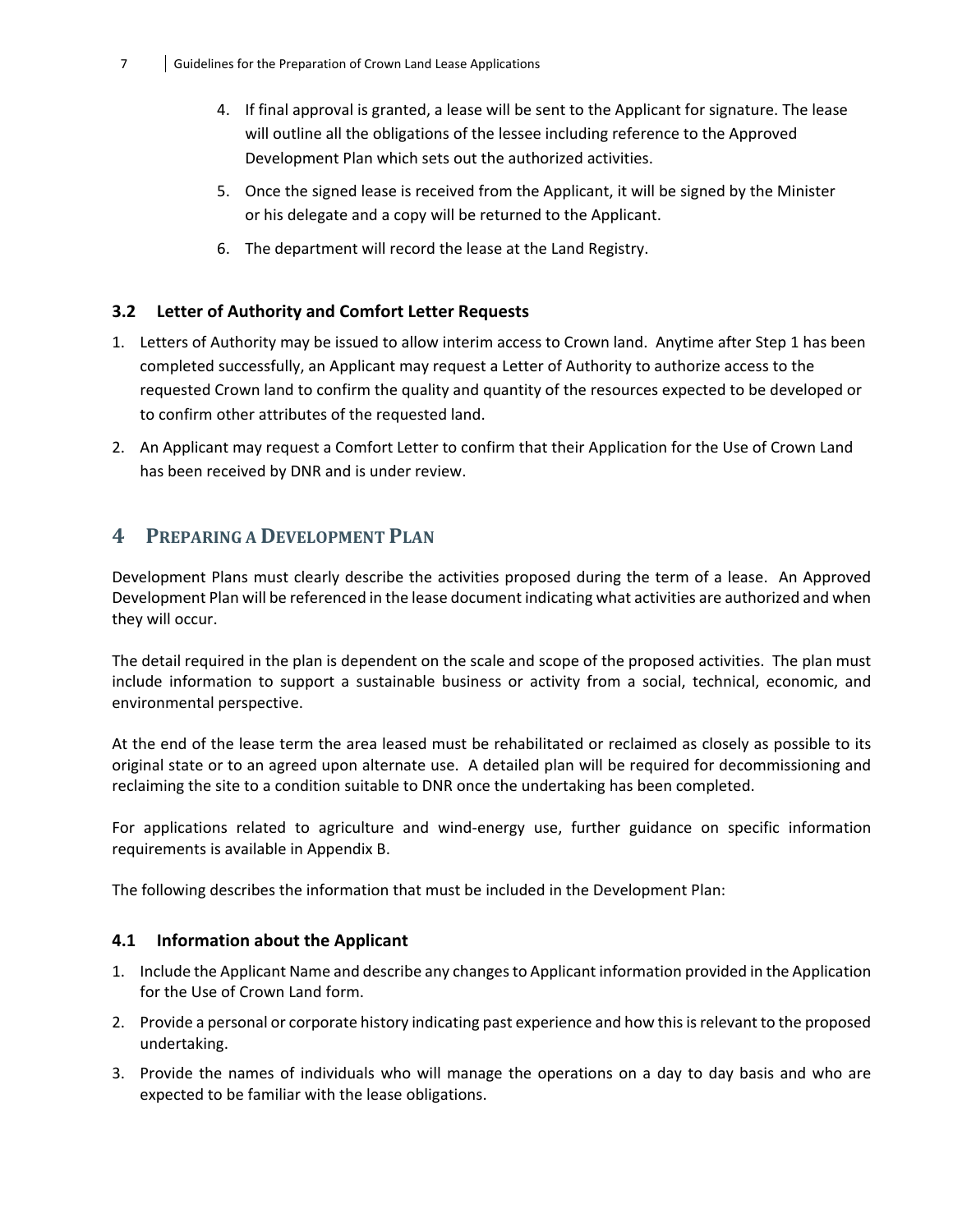4. If final approval is granted, a lease will be sent to the Applicant for signature. The lease will outline all the obligations of the lessee including reference to the Approved Development Plan which sets out the authorized activities.
5. Once the signed lease is received from the Applicant, it will be signed by the Minister or his delegate and a copy will be returned to the Applicant.
6. The department will record the lease at the Land Registry.

### 3.2 Letter of Authority and Comfort Letter Requests

1. Letters of Authority may be issued to allow interim access to Crown land. Anytime after Step 1 has been completed successfully, an Applicant may request a Letter of Authority to authorize access to the requested Crown land to confirm the quality and quantity of the resources expected to be developed or to confirm other attributes of the requested land.
2. An Applicant may request a Comfort Letter to confirm that their Application for the Use of Crown Land has been received by DNR and is under review.

## 4 Preparing a Development Plan

Development Plans must clearly describe the activities proposed during the term of a lease. An Approved Development Plan will be referenced in the lease document indicating what activities are authorized and when they will occur.

The detail required in the plan is dependent on the scale and scope of the proposed activities. The plan must include information to support a sustainable business or activity from a social, technical, economic, and environmental perspective.

At the end of the lease term the area leased must be rehabilitated or reclaimed as closely as possible to its original state or to an agreed upon alternate use. A detailed plan will be required for decommissioning and reclaiming the site to a condition suitable to DNR once the undertaking has been completed.

For applications related to agriculture and wind-energy use, further guidance on specific information requirements is available in Appendix B.

The following describes the information that must be included in the Development Plan:

### 4.1 Information about the Applicant

1. Include the Applicant Name and describe any changes to Applicant information provided in the Application for the Use of Crown Land form.
2. Provide a personal or corporate history indicating past experience and how this is relevant to the proposed undertaking.
3. Provide the names of individuals who will manage the operations on a day to day basis and who are expected to be familiar with the lease obligations.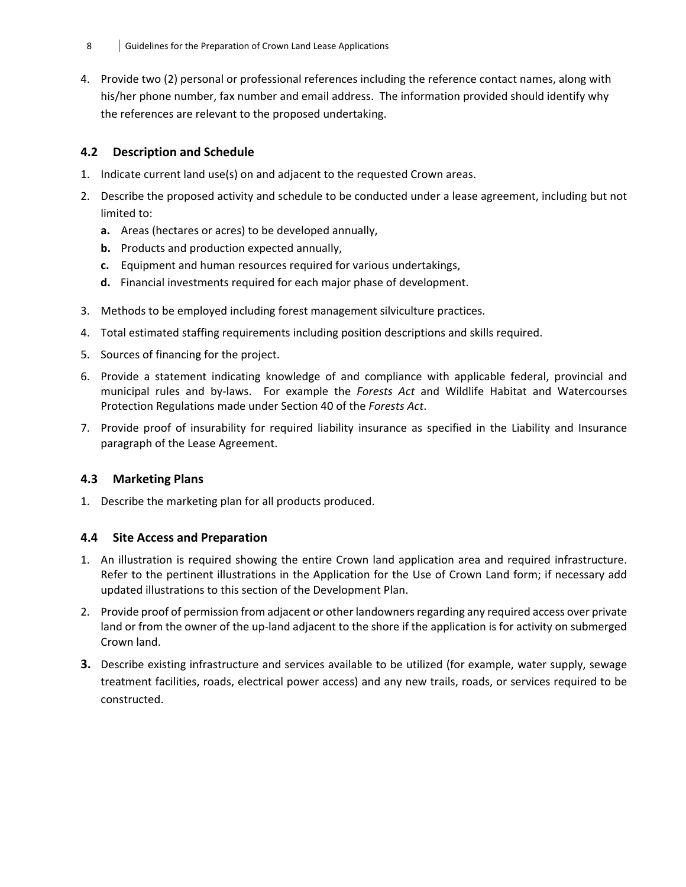4. Provide two (2) personal or professional references including the reference contact names, along with his/her phone number, fax number and email address. The information provided should identify why the references are relevant to the proposed undertaking.

### 4.2 Description and Schedule

1. Indicate current land use(s) on and adjacent to the requested Crown areas.
2. Describe the proposed activity and schedule to be conducted under a lease agreement, including but not limited to:
   - **a.** Areas (hectares or acres) to be developed annually,
   - **b.** Products and production expected annually,
   - **c.** Equipment and human resources required for various undertakings,
   - **d.** Financial investments required for each major phase of development.
3. Methods to be employed including forest management silviculture practices.
4. Total estimated staffing requirements including position descriptions and skills required.
5. Sources of financing for the project.
6. Provide a statement indicating knowledge of and compliance with applicable federal, provincial and municipal rules and by-laws. For example the *Forests Act* and Wildlife Habitat and Watercourses Protection Regulations made under Section 40 of the *Forests Act*.
7. Provide proof of insurability for required liability insurance as specified in the Liability and Insurance paragraph of the Lease Agreement.

### 4.3 Marketing Plans

1. Describe the marketing plan for all products produced.

### 4.4 Site Access and Preparation

1. An illustration is required showing the entire Crown land application area and required infrastructure. Refer to the pertinent illustrations in the Application for the Use of Crown Land form; if necessary add updated illustrations to this section of the Development Plan.
2. Provide proof of permission from adjacent or other landowners regarding any required access over private land or from the owner of the up-land adjacent to the shore if the application is for activity on submerged Crown land.
3. Describe existing infrastructure and services available to be utilized (for example, water supply, sewage treatment facilities, roads, electrical power access) and any new trails, roads, or services required to be constructed.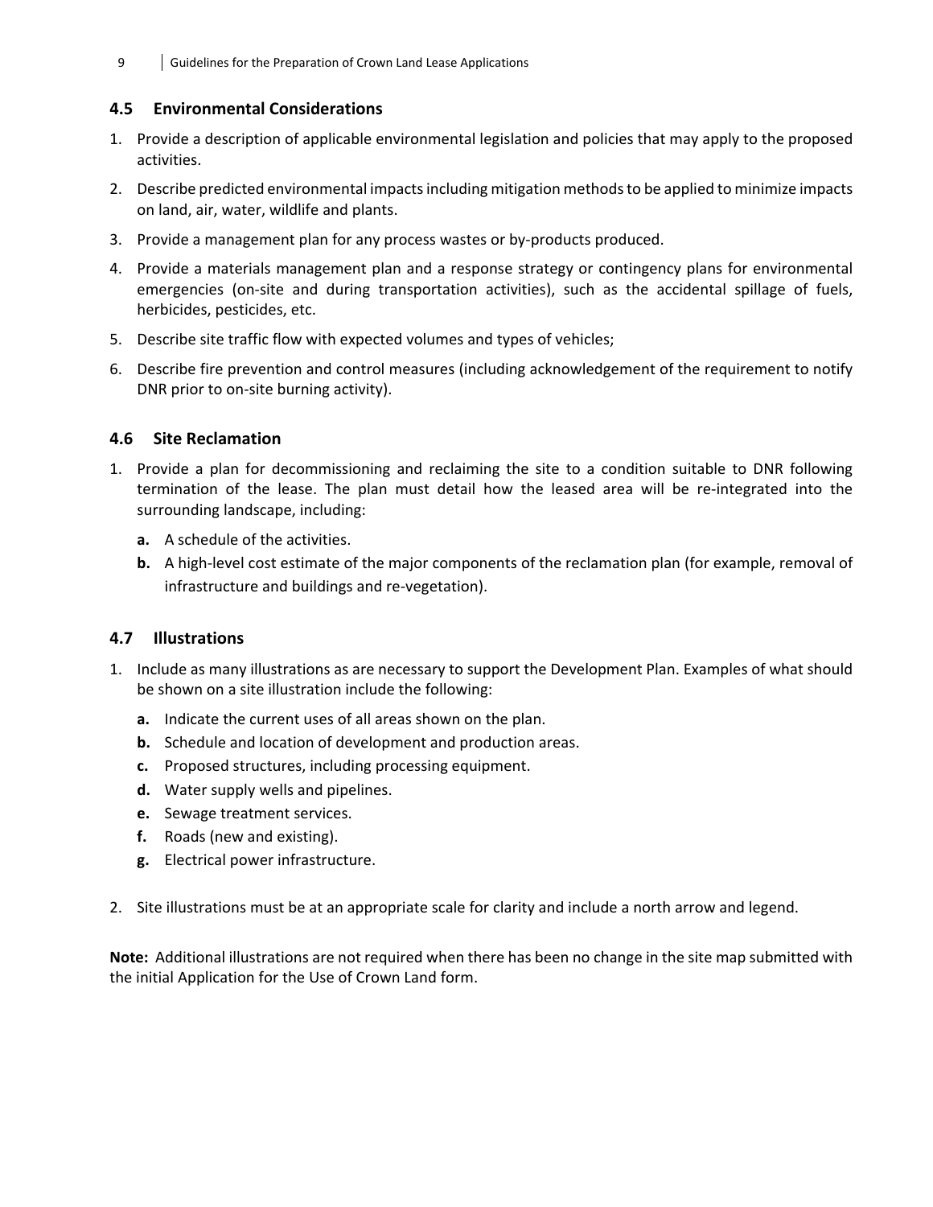### 4.5 Environmental Considerations

1. Provide a description of applicable environmental legislation and policies that may apply to the proposed activities.
2. Describe predicted environmental impacts including mitigation methods to be applied to minimize impacts on land, air, water, wildlife and plants.
3. Provide a management plan for any process wastes or by-products produced.
4. Provide a materials management plan and a response strategy or contingency plans for environmental emergencies (on-site and during transportation activities), such as the accidental spillage of fuels, herbicides, pesticides, etc.
5. Describe site traffic flow with expected volumes and types of vehicles;
6. Describe fire prevention and control measures (including acknowledgement of the requirement to notify DNR prior to on-site burning activity).

### 4.6 Site Reclamation

1. Provide a plan for decommissioning and reclaiming the site to a condition suitable to DNR following termination of the lease. The plan must detail how the leased area will be re-integrated into the surrounding landscape, including:
   - **a.** A schedule of the activities.
   - **b.** A high-level cost estimate of the major components of the reclamation plan (for example, removal of infrastructure and buildings and re-vegetation).

### 4.7 Illustrations

1. Include as many illustrations as are necessary to support the Development Plan. Examples of what should be shown on a site illustration include the following:
   - **a.** Indicate the current uses of all areas shown on the plan.
   - **b.** Schedule and location of development and production areas.
   - **c.** Proposed structures, including processing equipment.
   - **d.** Water supply wells and pipelines.
   - **e.** Sewage treatment services.
   - **f.** Roads (new and existing).
   - **g.** Electrical power infrastructure.

2. Site illustrations must be at an appropriate scale for clarity and include a north arrow and legend.

**Note:** Additional illustrations are not required when there has been no change in the site map submitted with the initial Application for the Use of Crown Land form.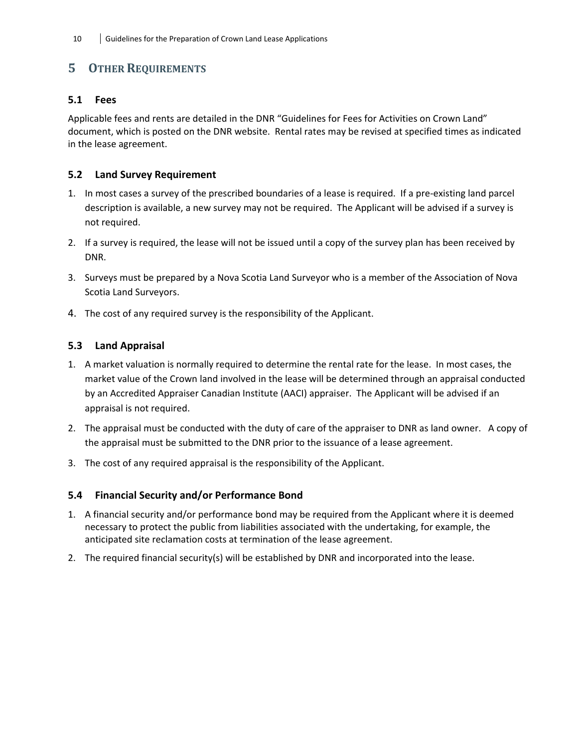# 5 Other Requirements

## 5.1 Fees

Applicable fees and rents are detailed in the DNR “Guidelines for Fees for Activities on Crown Land” document, which is posted on the DNR website. Rental rates may be revised at specified times as indicated in the lease agreement.

## 5.2 Land Survey Requirement

1. In most cases a survey of the prescribed boundaries of a lease is required. If a pre-existing land parcel description is available, a new survey may not be required. The Applicant will be advised if a survey is not required.
2. If a survey is required, the lease will not be issued until a copy of the survey plan has been received by DNR.
3. Surveys must be prepared by a Nova Scotia Land Surveyor who is a member of the Association of Nova Scotia Land Surveyors.
4. The cost of any required survey is the responsibility of the Applicant.

## 5.3 Land Appraisal

1. A market valuation is normally required to determine the rental rate for the lease. In most cases, the market value of the Crown land involved in the lease will be determined through an appraisal conducted by an Accredited Appraiser Canadian Institute (AACI) appraiser. The Applicant will be advised if an appraisal is not required.
2. The appraisal must be conducted with the duty of care of the appraiser to DNR as land owner. A copy of the appraisal must be submitted to the DNR prior to the issuance of a lease agreement.
3. The cost of any required appraisal is the responsibility of the Applicant.

## 5.4 Financial Security and/or Performance Bond

1. A financial security and/or performance bond may be required from the Applicant where it is deemed necessary to protect the public from liabilities associated with the undertaking, for example, the anticipated site reclamation costs at termination of the lease agreement.
2. The required financial security(s) will be established by DNR and incorporated into the lease.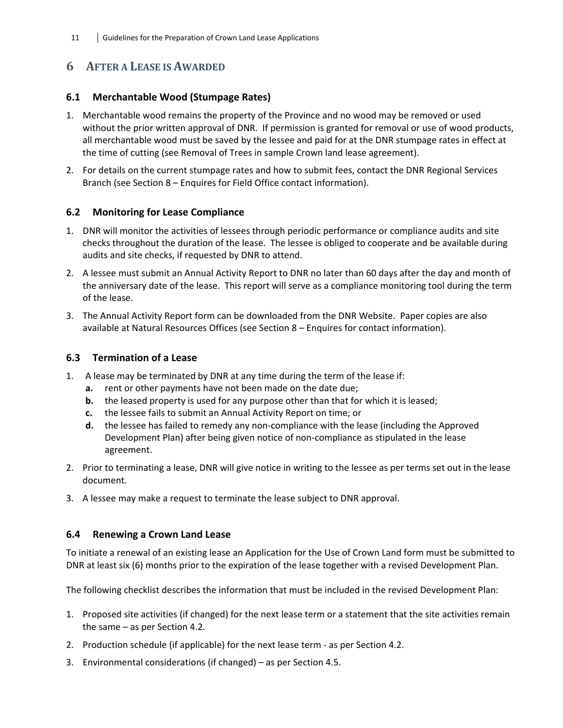# 6 After a Lease is Awarded

## 6.1 Merchantable Wood (Stumpage Rates)

1. Merchantable wood remains the property of the Province and no wood may be removed or used without the prior written approval of DNR. If permission is granted for removal or use of wood products, all merchantable wood must be saved by the lessee and paid for at the DNR stumpage rates in effect at the time of cutting (see Removal of Trees in sample Crown land lease agreement).
2. For details on the current stumpage rates and how to submit fees, contact the DNR Regional Services Branch (see Section 8 – Enquires for Field Office contact information).

## 6.2 Monitoring for Lease Compliance

1. DNR will monitor the activities of lessees through periodic performance or compliance audits and site checks throughout the duration of the lease. The lessee is obliged to cooperate and be available during audits and site checks, if requested by DNR to attend.
2. A lessee must submit an Annual Activity Report to DNR no later than 60 days after the day and month of the anniversary date of the lease. This report will serve as a compliance monitoring tool during the term of the lease.
3. The Annual Activity Report form can be downloaded from the DNR Website. Paper copies are also available at Natural Resources Offices (see Section 8 – Enquires for contact information).

## 6.3 Termination of a Lease

1. A lease may be terminated by DNR at any time during the term of the lease if:
   - **a.** rent or other payments have not been made on the date due;
   - **b.** the leased property is used for any purpose other than that for which it is leased;
   - **c.** the lessee fails to submit an Annual Activity Report on time; or
   - **d.** the lessee has failed to remedy any non-compliance with the lease (including the Approved Development Plan) after being given notice of non-compliance as stipulated in the lease agreement.
2. Prior to terminating a lease, DNR will give notice in writing to the lessee as per terms set out in the lease document.
3. A lessee may make a request to terminate the lease subject to DNR approval.

## 6.4 Renewing a Crown Land Lease

To initiate a renewal of an existing lease an Application for the Use of Crown Land form must be submitted to DNR at least six (6) months prior to the expiration of the lease together with a revised Development Plan.

The following checklist describes the information that must be included in the revised Development Plan:

1. Proposed site activities (if changed) for the next lease term or a statement that the site activities remain the same – as per Section 4.2.
2. Production schedule (if applicable) for the next lease term - as per Section 4.2.
3. Environmental considerations (if changed) – as per Section 4.5.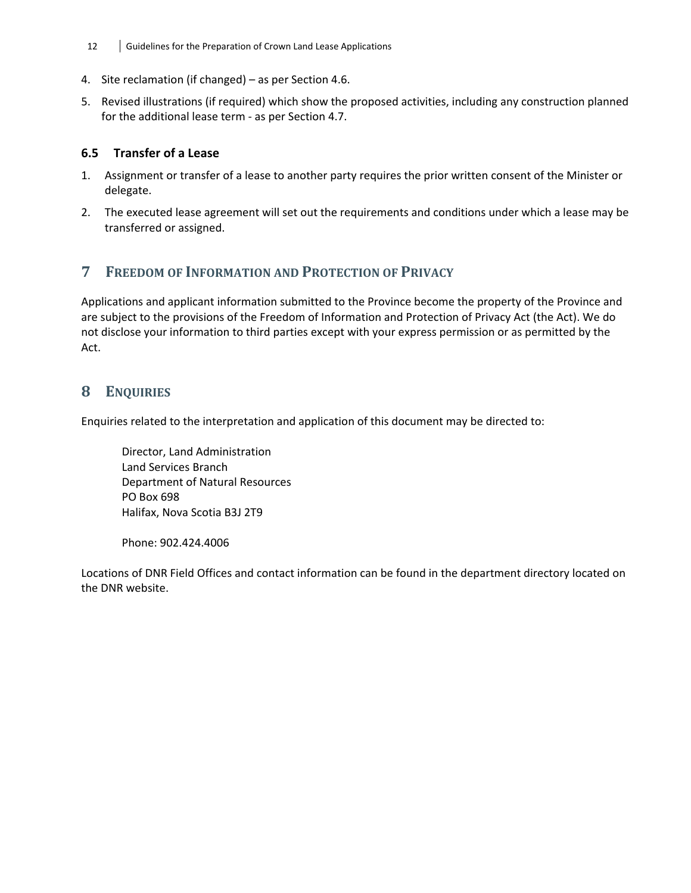4. Site reclamation (if changed) – as per Section 4.6.
5. Revised illustrations (if required) which show the proposed activities, including any construction planned for the additional lease term - as per Section 4.7.

### 6.5 Transfer of a Lease

1. Assignment or transfer of a lease to another party requires the prior written consent of the Minister or delegate.
2. The executed lease agreement will set out the requirements and conditions under which a lease may be transferred or assigned.

## 7 Freedom of Information and Protection of Privacy

Applications and applicant information submitted to the Province become the property of the Province and are subject to the provisions of the Freedom of Information and Protection of Privacy Act (the Act). We do not disclose your information to third parties except with your express permission or as permitted by the Act.

## 8 Enquiries

Enquiries related to the interpretation and application of this document may be directed to:

Director, Land Administration
Land Services Branch
Department of Natural Resources
PO Box 698
Halifax, Nova Scotia B3J 2T9

Phone: 902.424.4006

Locations of DNR Field Offices and contact information can be found in the department directory located on the DNR website.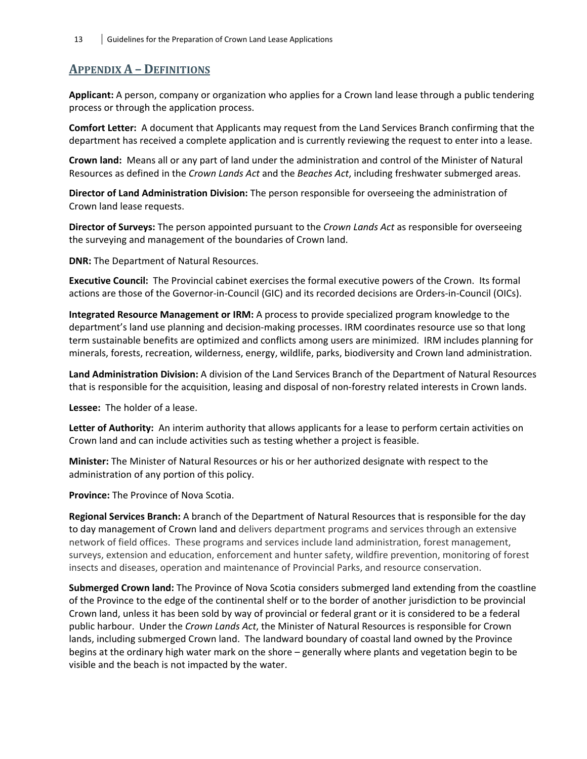## Appendix A – Definitions

**Applicant:** A person, company or organization who applies for a Crown land lease through a public tendering process or through the application process.

**Comfort Letter:** A document that Applicants may request from the Land Services Branch confirming that the department has received a complete application and is currently reviewing the request to enter into a lease.

**Crown land:** Means all or any part of land under the administration and control of the Minister of Natural Resources as defined in the *Crown Lands Act* and the *Beaches Act*, including freshwater submerged areas.

**Director of Land Administration Division:** The person responsible for overseeing the administration of Crown land lease requests.

**Director of Surveys:** The person appointed pursuant to the *Crown Lands Act* as responsible for overseeing the surveying and management of the boundaries of Crown land.

**DNR:** The Department of Natural Resources.

**Executive Council:** The Provincial cabinet exercises the formal executive powers of the Crown. Its formal actions are those of the Governor-in-Council (GIC) and its recorded decisions are Orders-in-Council (OICs).

**Integrated Resource Management or IRM:** A process to provide specialized program knowledge to the department's land use planning and decision-making processes. IRM coordinates resource use so that long term sustainable benefits are optimized and conflicts among users are minimized. IRM includes planning for minerals, forests, recreation, wilderness, energy, wildlife, parks, biodiversity and Crown land administration.

**Land Administration Division:** A division of the Land Services Branch of the Department of Natural Resources that is responsible for the acquisition, leasing and disposal of non-forestry related interests in Crown lands.

**Lessee:** The holder of a lease.

**Letter of Authority:** An interim authority that allows applicants for a lease to perform certain activities on Crown land and can include activities such as testing whether a project is feasible.

**Minister:** The Minister of Natural Resources or his or her authorized designate with respect to the administration of any portion of this policy.

**Province:** The Province of Nova Scotia.

**Regional Services Branch:** A branch of the Department of Natural Resources that is responsible for the day to day management of Crown land and delivers department programs and services through an extensive network of field offices. These programs and services include land administration, forest management, surveys, extension and education, enforcement and hunter safety, wildfire prevention, monitoring of forest insects and diseases, operation and maintenance of Provincial Parks, and resource conservation.

**Submerged Crown land:** The Province of Nova Scotia considers submerged land extending from the coastline of the Province to the edge of the continental shelf or to the border of another jurisdiction to be provincial Crown land, unless it has been sold by way of provincial or federal grant or it is considered to be a federal public harbour. Under the *Crown Lands Act*, the Minister of Natural Resources is responsible for Crown lands, including submerged Crown land. The landward boundary of coastal land owned by the Province begins at the ordinary high water mark on the shore – generally where plants and vegetation begin to be visible and the beach is not impacted by the water.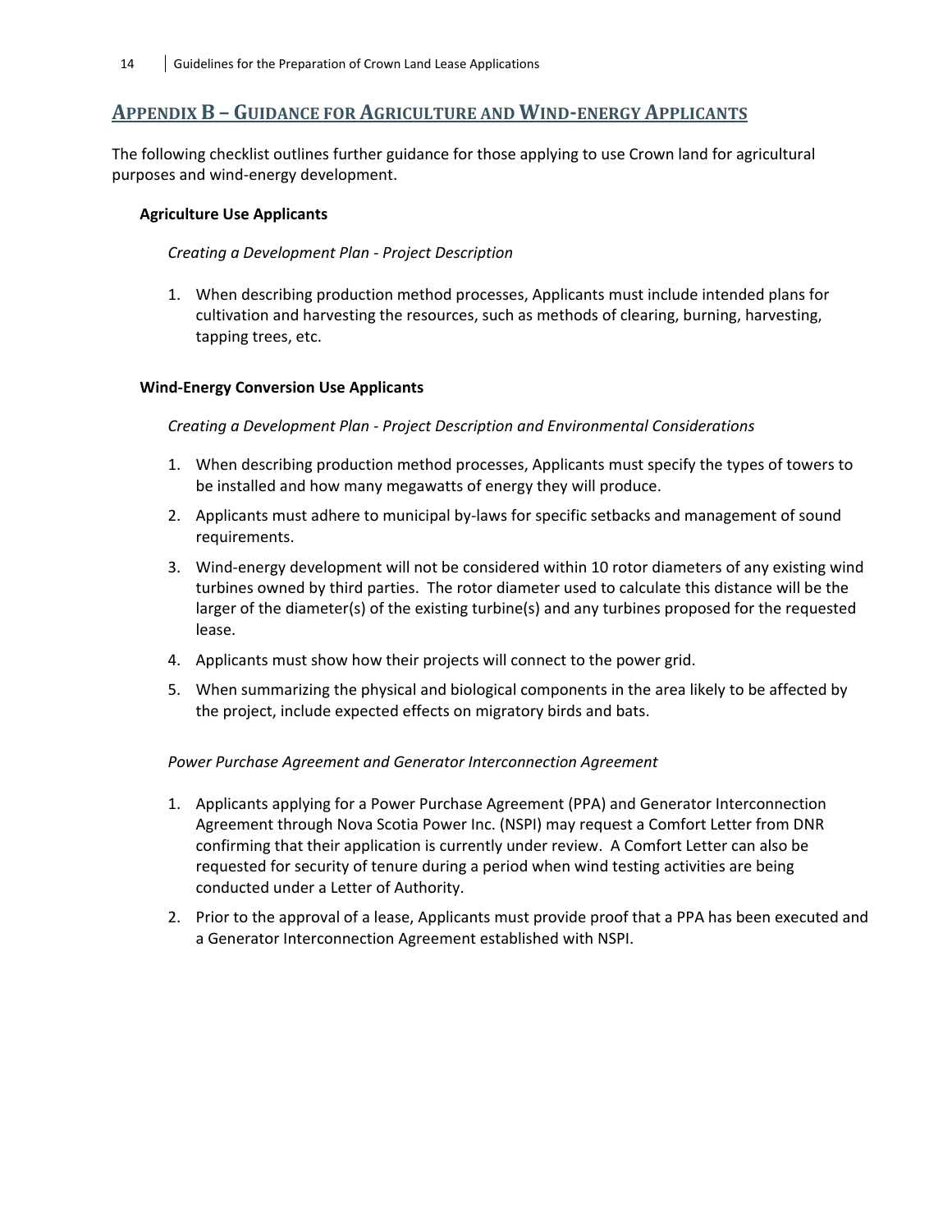## Appendix B – Guidance for Agriculture and Wind-energy Applicants

The following checklist outlines further guidance for those applying to use Crown land for agricultural purposes and wind-energy development.

**Agriculture Use Applicants**

*Creating a Development Plan - Project Description*

1. When describing production method processes, Applicants must include intended plans for cultivation and harvesting the resources, such as methods of clearing, burning, harvesting, tapping trees, etc.

**Wind-Energy Conversion Use Applicants**

*Creating a Development Plan - Project Description and Environmental Considerations*

1. When describing production method processes, Applicants must specify the types of towers to be installed and how many megawatts of energy they will produce.
2. Applicants must adhere to municipal by-laws for specific setbacks and management of sound requirements.
3. Wind-energy development will not be considered within 10 rotor diameters of any existing wind turbines owned by third parties. The rotor diameter used to calculate this distance will be the larger of the diameter(s) of the existing turbine(s) and any turbines proposed for the requested lease.
4. Applicants must show how their projects will connect to the power grid.
5. When summarizing the physical and biological components in the area likely to be affected by the project, include expected effects on migratory birds and bats.

*Power Purchase Agreement and Generator Interconnection Agreement*

1. Applicants applying for a Power Purchase Agreement (PPA) and Generator Interconnection Agreement through Nova Scotia Power Inc. (NSPI) may request a Comfort Letter from DNR confirming that their application is currently under review. A Comfort Letter can also be requested for security of tenure during a period when wind testing activities are being conducted under a Letter of Authority.
2. Prior to the approval of a lease, Applicants must provide proof that a PPA has been executed and a Generator Interconnection Agreement established with NSPI.